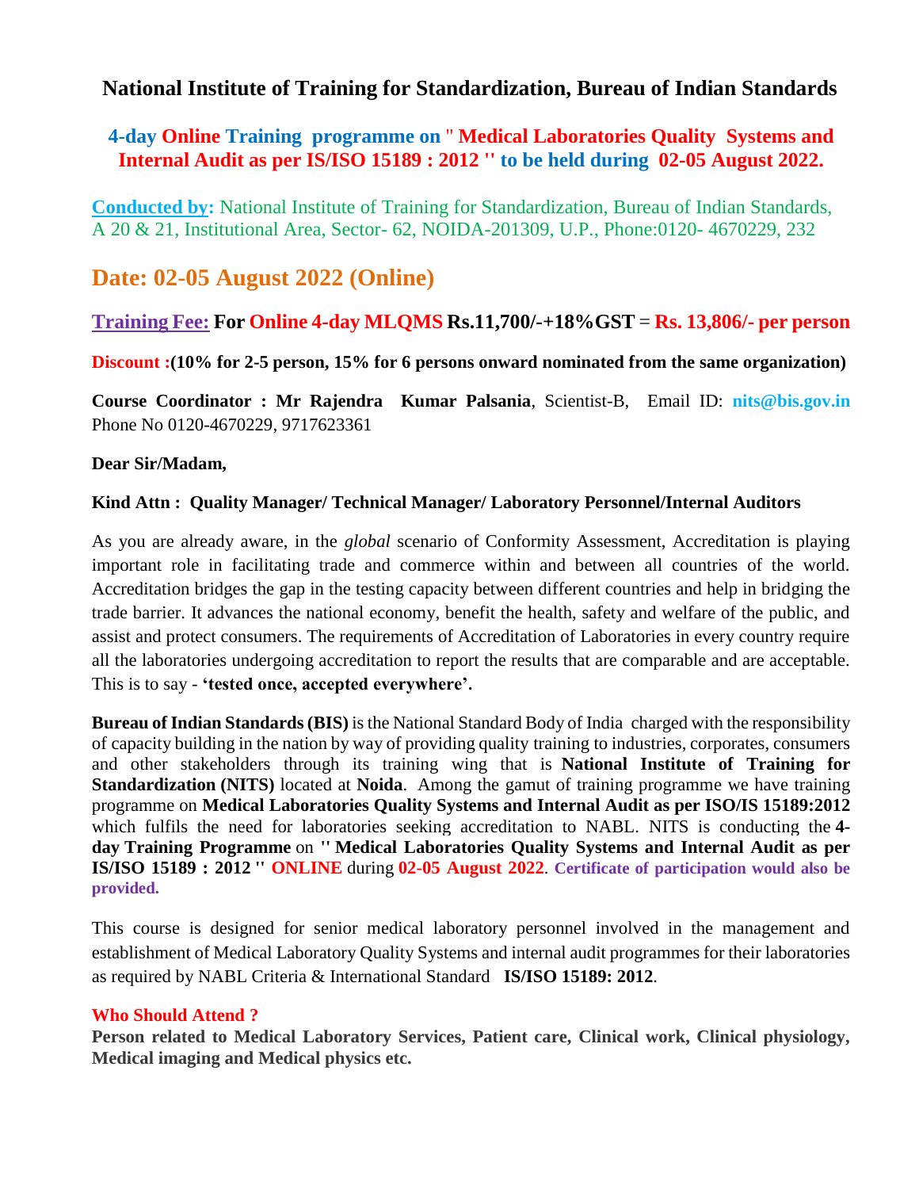# National Institute of Training for Standardization, Bureau of Indian Standards

## 4-day Online Training programme on " Medical Laboratories Quality Systems and Internal Audit as per IS/ISO 15189 : 2012 '' to be held during 02-05 August 2022.

**Conducted by:** National Institute of Training for Standardization, Bureau of Indian Standards, A 20 & 21, Institutional Area, Sector- 62, NOIDA-201309, U.P., Phone:0120- 4670229, 232

## Date: 02-05 August 2022 (Online)

**Training Fee: For Online 4-day MLQMS Rs.11,700/-+18%GST = Rs. 13,806/- per person**

**Discount :(10% for 2-5 person, 15% for 6 persons onward nominated from the same organization)**

**Course Coordinator : Mr Rajendra Kumar Palsania**, Scientist-B, Email ID: **nits@bis.gov.in**
Phone No 0120-4670229, 9717623361

**Dear Sir/Madam,**

**Kind Attn : Quality Manager/ Technical Manager/ Laboratory Personnel/Internal Auditors**

As you are already aware, in the *global* scenario of Conformity Assessment, Accreditation is playing important role in facilitating trade and commerce within and between all countries of the world. Accreditation bridges the gap in the testing capacity between different countries and help in bridging the trade barrier. It advances the national economy, benefit the health, safety and welfare of the public, and assist and protect consumers. The requirements of Accreditation of Laboratories in every country require all the laboratories undergoing accreditation to report the results that are comparable and are acceptable. This is to say - **'tested once, accepted everywhere'.**

**Bureau of Indian Standards (BIS)** is the National Standard Body of India charged with the responsibility of capacity building in the nation by way of providing quality training to industries, corporates, consumers and other stakeholders through its training wing that is **National Institute of Training for Standardization (NITS)** located at **Noida**. Among the gamut of training programme we have training programme on **Medical Laboratories Quality Systems and Internal Audit as per ISO/IS 15189:2012** which fulfils the need for laboratories seeking accreditation to NABL. NITS is conducting the **4-day Training Programme** on **'' Medical Laboratories Quality Systems and Internal Audit as per IS/ISO 15189 : 2012 ''** **ONLINE** during **02-05 August 2022**. **Certificate of participation would also be provided.**

This course is designed for senior medical laboratory personnel involved in the management and establishment of Medical Laboratory Quality Systems and internal audit programmes for their laboratories as required by NABL Criteria & International Standard **IS/ISO 15189: 2012**.

**Who Should Attend ?**

**Person related to Medical Laboratory Services, Patient care, Clinical work, Clinical physiology, Medical imaging and Medical physics etc.**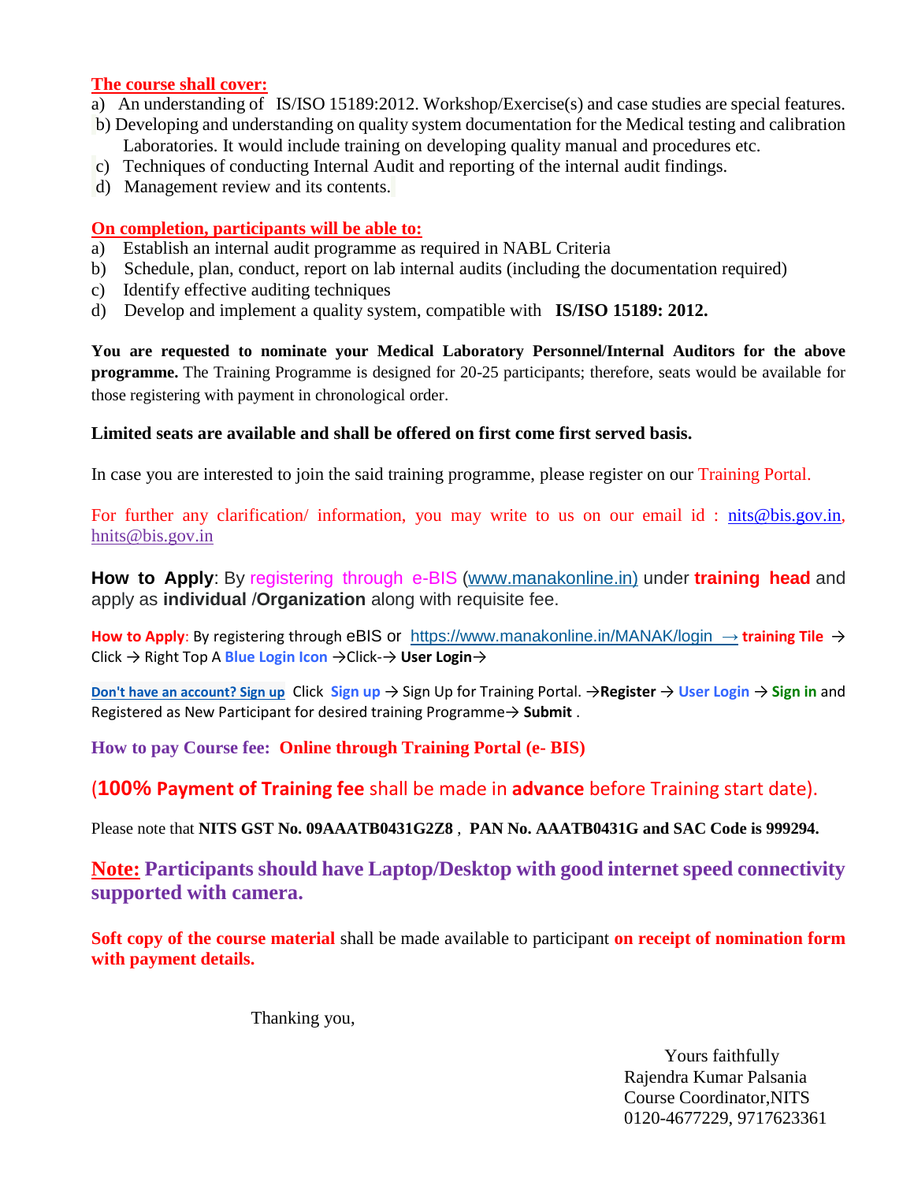**The course shall cover:**

a) An understanding of IS/ISO 15189:2012. Workshop/Exercise(s) and case studies are special features.

b) Developing and understanding on quality system documentation for the Medical testing and calibration Laboratories. It would include training on developing quality manual and procedures etc.

c) Techniques of conducting Internal Audit and reporting of the internal audit findings.

d) Management review and its contents.

**On completion, participants will be able to:**

a) Establish an internal audit programme as required in NABL Criteria

b) Schedule, plan, conduct, report on lab internal audits (including the documentation required)

c) Identify effective auditing techniques

d) Develop and implement a quality system, compatible with **IS/ISO 15189: 2012.**

**You are requested to nominate your Medical Laboratory Personnel/Internal Auditors for the above programme.** The Training Programme is designed for 20-25 participants; therefore, seats would be available for those registering with payment in chronological order.

**Limited seats are available and shall be offered on first come first served basis.**

In case you are interested to join the said training programme, please register on our Training Portal.

For further any clarification/ information, you may write to us on our email id : nits@bis.gov.in, hnits@bis.gov.in

**How to Apply**: By registering through e-BIS (www.manakonline.in) under **training head** and apply as **individual** /**Organization** along with requisite fee.

**How to Apply**: By registering through eBIS or https://www.manakonline.in/MANAK/login → **training Tile** → Click → Right Top A **Blue Login Icon** →Click-→ **User Login**→

**Don't have an account? Sign up** Click **Sign up** → Sign Up for Training Portal. →**Register** → **User Login** → **Sign in** and Registered as New Participant for desired training Programme→ **Submit** .

**How to pay Course fee: Online through Training Portal (e- BIS)**

(**100% Payment of Training fee** shall be made in **advance** before Training start date).

Please note that **NITS GST No. 09AAATB0431G2Z8** , **PAN No. AAATB0431G and SAC Code is 999294.**

**Note: Participants should have Laptop/Desktop with good internet speed connectivity supported with camera.**

**Soft copy of the course material** shall be made available to participant **on receipt of nomination form with payment details.**

Thanking you,

Yours faithfully
Rajendra Kumar Palsania
Course Coordinator,NITS
0120-4677229, 9717623361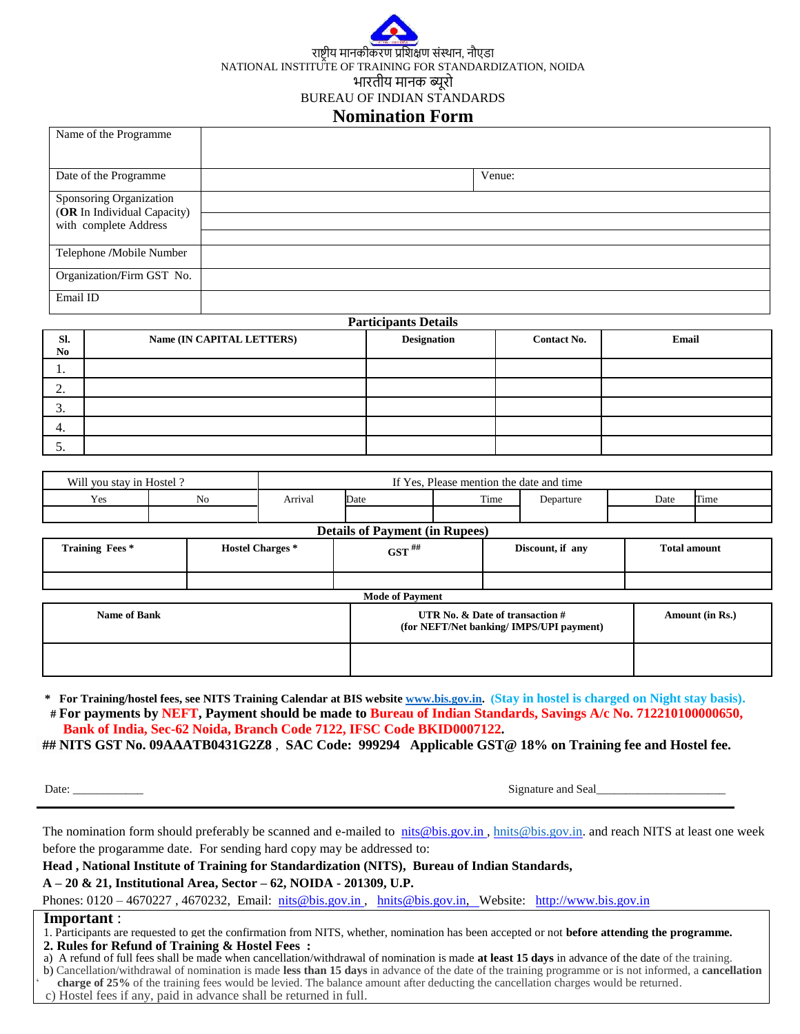राष्ट्रीय मानकीकरण प्रशिक्षण संस्थान, नौएडा

NATIONAL INSTITUTE OF TRAINING FOR STANDARDIZATION, NOIDA

भारतीय मानक ब्यूरो

BUREAU OF INDIAN STANDARDS

# Nomination Form

| | | |
|---|---|---|
| Name of the Programme | | |
| Date of the Programme | | Venue: |
| Sponsoring Organization (**OR** In Individual Capacity) with complete Address | | |
| Telephone /Mobile Number | | |
| Organization/Firm GST No. | | |
| Email ID | | |

**Participants Details**

| Sl. No | Name (IN CAPITAL LETTERS) | Designation | Contact No. | Email |
|---|---|---|---|---|
| 1. | | | | |
| 2. | | | | |
| 3. | | | | |
| 4. | | | | |
| 5. | | | | |

| Will you stay in Hostel ? | | If Yes, Please mention the date and time | | | | | |
|---|---|---|---|---|---|---|---|
| Yes | No | Arrival | Date | Time | Departure | Date | Time |
| | | | | | | | |

**Details of Payment (in Rupees)**

| Training Fees * | Hostel Charges * | GST ## | Discount, if any | Total amount |
|---|---|---|---|---|
| | | | | |

**Mode of Payment**

| Name of Bank | UTR No. & Date of transaction # (for NEFT/Net banking/ IMPS/UPI payment) | Amount (in Rs.) |
|---|---|---|
| | | |

\* **For Training/hostel fees, see NITS Training Calendar at BIS website www.bis.gov.in. (Stay in hostel is charged on Night stay basis).**

\# **For payments by NEFT, Payment should be made to Bureau of Indian Standards, Savings A/c No. 712210100000650, Bank of India, Sec-62 Noida, Branch Code 7122, IFSC Code BKID0007122.**

**## NITS GST No. 09AAATB0431G2Z8 , SAC Code: 999294 Applicable GST@ 18% on Training fee and Hostel fee.**

Date: ____________ Signature and Seal______________________

The nomination form should preferably be scanned and e-mailed to nits@bis.gov.in , hnits@bis.gov.in. and reach NITS at least one week before the progaramme date. For sending hard copy may be addressed to:

**Head , National Institute of Training for Standardization (NITS), Bureau of Indian Standards,**

**A – 20 & 21, Institutional Area, Sector – 62, NOIDA - 201309, U.P.**

Phones: 0120 – 4670227 , 4670232, Email: nits@bis.gov.in , hnits@bis.gov.in, Website: http://www.bis.gov.in

## Important :

1. Participants are requested to get the confirmation from NITS, whether, nomination has been accepted or not **before attending the programme.**

**2. Rules for Refund of Training & Hostel Fees :**

a) A refund of full fees shall be made when cancellation/withdrawal of nomination is made **at least 15 days** in advance of the date of the training.

b) Cancellation/withdrawal of nomination is made **less than 15 days** in advance of the date of the training programme or is not informed, a **cancellation charge of 25%** of the training fees would be levied. The balance amount after deducting the cancellation charges would be returned.

c) Hostel fees if any, paid in advance shall be returned in full.